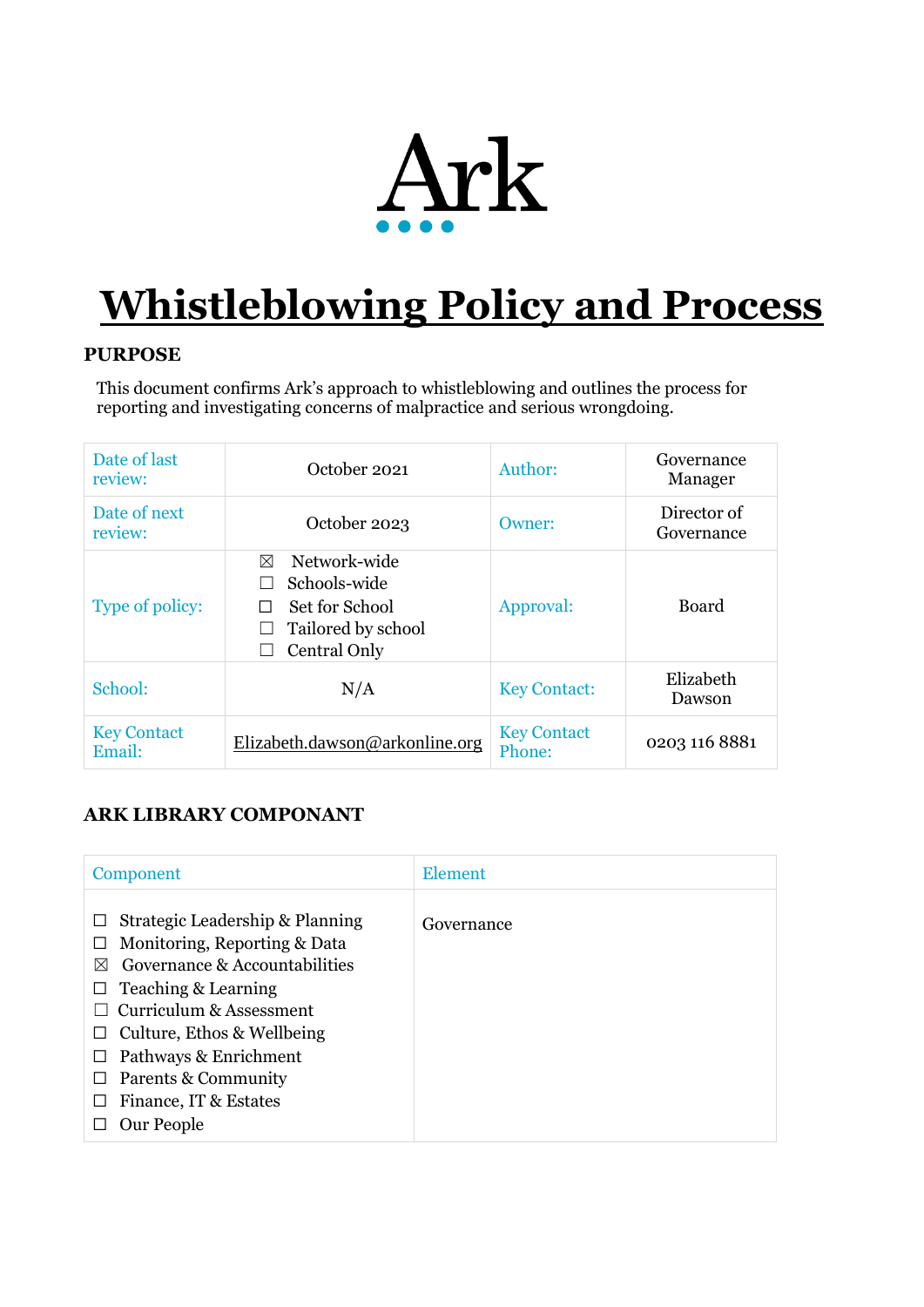Ark

# Whistleblowing Policy and Process

## PURPOSE

This document confirms Ark's approach to whistleblowing and outlines the process for reporting and investigating concerns of malpractice and serious wrongdoing.

| | | | |
|---|---|---|---|
| Date of last review: | October 2021 | Author: | Governance Manager |
| Date of next review: | October 2023 | Owner: | Director of Governance |
| Type of policy: | ☒ Network-wide<br>☐ Schools-wide<br>☐ Set for School<br>☐ Tailored by school<br>☐ Central Only | Approval: | Board |
| School: | N/A | Key Contact: | Elizabeth Dawson |
| Key Contact Email: | Elizabeth.dawson@arkonline.org | Key Contact Phone: | 0203 116 8881 |

## ARK LIBRARY COMPONANT

| Component | Element |
|---|---|
| ☐ Strategic Leadership & Planning<br>☐ Monitoring, Reporting & Data<br>☒ Governance & Accountabilities<br>☐ Teaching & Learning<br>☐ Curriculum & Assessment<br>☐ Culture, Ethos & Wellbeing<br>☐ Pathways & Enrichment<br>☐ Parents & Community<br>☐ Finance, IT & Estates<br>☐ Our People | Governance |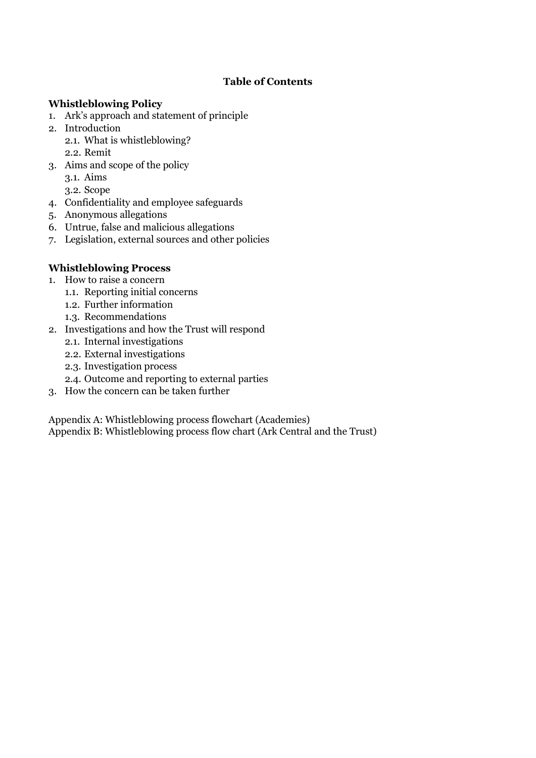**Table of Contents**

**Whistleblowing Policy**

1. Ark's approach and statement of principle
2. Introduction
   2.1. What is whistleblowing?
   2.2. Remit
3. Aims and scope of the policy
   3.1. Aims
   3.2. Scope
4. Confidentiality and employee safeguards
5. Anonymous allegations
6. Untrue, false and malicious allegations
7. Legislation, external sources and other policies

**Whistleblowing Process**

1. How to raise a concern
   1.1. Reporting initial concerns
   1.2. Further information
   1.3. Recommendations
2. Investigations and how the Trust will respond
   2.1. Internal investigations
   2.2. External investigations
   2.3. Investigation process
   2.4. Outcome and reporting to external parties
3. How the concern can be taken further

Appendix A: Whistleblowing process flowchart (Academies)
Appendix B: Whistleblowing process flow chart (Ark Central and the Trust)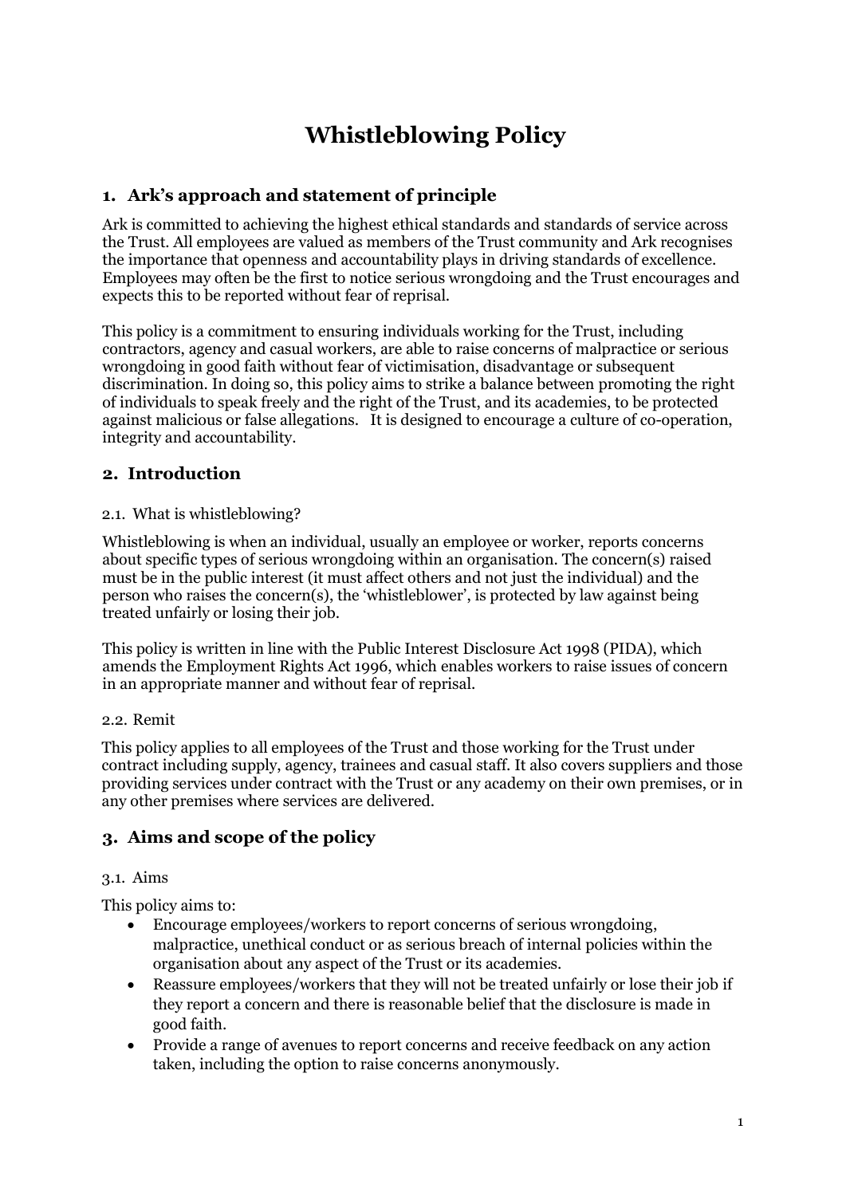# Whistleblowing Policy

## 1. Ark's approach and statement of principle

Ark is committed to achieving the highest ethical standards and standards of service across the Trust. All employees are valued as members of the Trust community and Ark recognises the importance that openness and accountability plays in driving standards of excellence. Employees may often be the first to notice serious wrongdoing and the Trust encourages and expects this to be reported without fear of reprisal.

This policy is a commitment to ensuring individuals working for the Trust, including contractors, agency and casual workers, are able to raise concerns of malpractice or serious wrongdoing in good faith without fear of victimisation, disadvantage or subsequent discrimination. In doing so, this policy aims to strike a balance between promoting the right of individuals to speak freely and the right of the Trust, and its academies, to be protected against malicious or false allegations. It is designed to encourage a culture of co-operation, integrity and accountability.

## 2. Introduction

### 2.1. What is whistleblowing?

Whistleblowing is when an individual, usually an employee or worker, reports concerns about specific types of serious wrongdoing within an organisation. The concern(s) raised must be in the public interest (it must affect others and not just the individual) and the person who raises the concern(s), the 'whistleblower', is protected by law against being treated unfairly or losing their job.

This policy is written in line with the Public Interest Disclosure Act 1998 (PIDA), which amends the Employment Rights Act 1996, which enables workers to raise issues of concern in an appropriate manner and without fear of reprisal.

### 2.2. Remit

This policy applies to all employees of the Trust and those working for the Trust under contract including supply, agency, trainees and casual staff. It also covers suppliers and those providing services under contract with the Trust or any academy on their own premises, or in any other premises where services are delivered.

## 3. Aims and scope of the policy

### 3.1. Aims

This policy aims to:

- Encourage employees/workers to report concerns of serious wrongdoing, malpractice, unethical conduct or as serious breach of internal policies within the organisation about any aspect of the Trust or its academies.
- Reassure employees/workers that they will not be treated unfairly or lose their job if they report a concern and there is reasonable belief that the disclosure is made in good faith.
- Provide a range of avenues to report concerns and receive feedback on any action taken, including the option to raise concerns anonymously.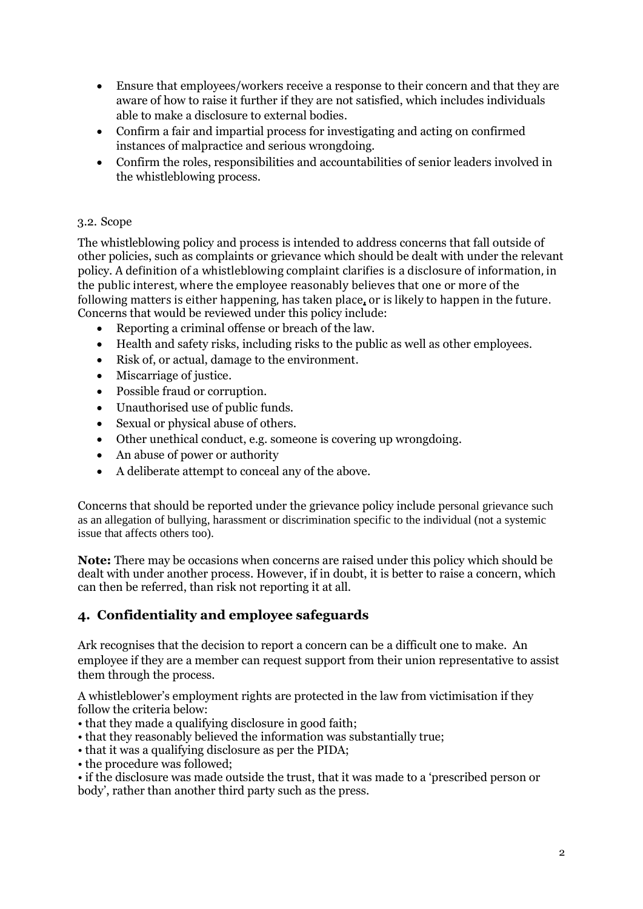- Ensure that employees/workers receive a response to their concern and that they are aware of how to raise it further if they are not satisfied, which includes individuals able to make a disclosure to external bodies.
- Confirm a fair and impartial process for investigating and acting on confirmed instances of malpractice and serious wrongdoing.
- Confirm the roles, responsibilities and accountabilities of senior leaders involved in the whistleblowing process.

3.2. Scope

The whistleblowing policy and process is intended to address concerns that fall outside of other policies, such as complaints or grievance which should be dealt with under the relevant policy. A definition of a whistleblowing complaint clarifies is a disclosure of information, in the public interest, where the employee reasonably believes that one or more of the following matters is either happening, has taken place, or is likely to happen in the future. Concerns that would be reviewed under this policy include:

- Reporting a criminal offense or breach of the law.
- Health and safety risks, including risks to the public as well as other employees.
- Risk of, or actual, damage to the environment.
- Miscarriage of justice.
- Possible fraud or corruption.
- Unauthorised use of public funds.
- Sexual or physical abuse of others.
- Other unethical conduct, e.g. someone is covering up wrongdoing.
- An abuse of power or authority
- A deliberate attempt to conceal any of the above.

Concerns that should be reported under the grievance policy include personal grievance such as an allegation of bullying, harassment or discrimination specific to the individual (not a systemic issue that affects others too).

**Note:** There may be occasions when concerns are raised under this policy which should be dealt with under another process. However, if in doubt, it is better to raise a concern, which can then be referred, than risk not reporting it at all.

## 4. Confidentiality and employee safeguards

Ark recognises that the decision to report a concern can be a difficult one to make. An employee if they are a member can request support from their union representative to assist them through the process.

A whistleblower's employment rights are protected in the law from victimisation if they follow the criteria below:

- that they made a qualifying disclosure in good faith;
- that they reasonably believed the information was substantially true;
- that it was a qualifying disclosure as per the PIDA;
- the procedure was followed;
- if the disclosure was made outside the trust, that it was made to a 'prescribed person or body', rather than another third party such as the press.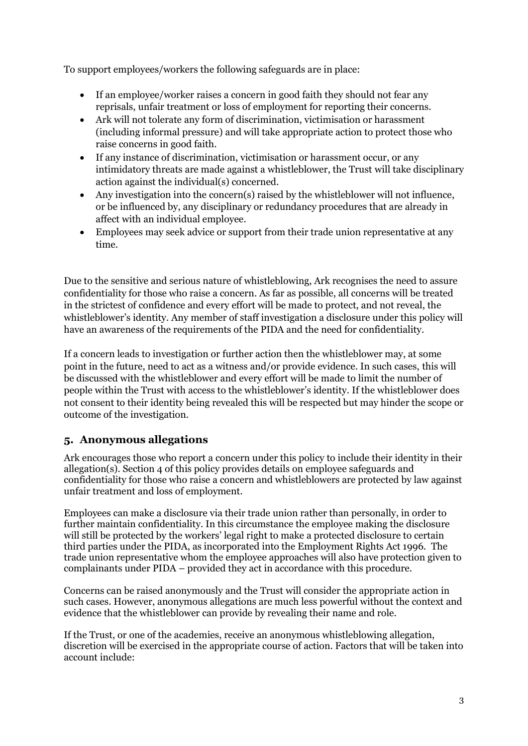To support employees/workers the following safeguards are in place:

- If an employee/worker raises a concern in good faith they should not fear any reprisals, unfair treatment or loss of employment for reporting their concerns.
- Ark will not tolerate any form of discrimination, victimisation or harassment (including informal pressure) and will take appropriate action to protect those who raise concerns in good faith.
- If any instance of discrimination, victimisation or harassment occur, or any intimidatory threats are made against a whistleblower, the Trust will take disciplinary action against the individual(s) concerned.
- Any investigation into the concern(s) raised by the whistleblower will not influence, or be influenced by, any disciplinary or redundancy procedures that are already in affect with an individual employee.
- Employees may seek advice or support from their trade union representative at any time.

Due to the sensitive and serious nature of whistleblowing, Ark recognises the need to assure confidentiality for those who raise a concern. As far as possible, all concerns will be treated in the strictest of confidence and every effort will be made to protect, and not reveal, the whistleblower's identity. Any member of staff investigation a disclosure under this policy will have an awareness of the requirements of the PIDA and the need for confidentiality.

If a concern leads to investigation or further action then the whistleblower may, at some point in the future, need to act as a witness and/or provide evidence. In such cases, this will be discussed with the whistleblower and every effort will be made to limit the number of people within the Trust with access to the whistleblower's identity. If the whistleblower does not consent to their identity being revealed this will be respected but may hinder the scope or outcome of the investigation.

## 5. Anonymous allegations

Ark encourages those who report a concern under this policy to include their identity in their allegation(s). Section 4 of this policy provides details on employee safeguards and confidentiality for those who raise a concern and whistleblowers are protected by law against unfair treatment and loss of employment.

Employees can make a disclosure via their trade union rather than personally, in order to further maintain confidentiality. In this circumstance the employee making the disclosure will still be protected by the workers' legal right to make a protected disclosure to certain third parties under the PIDA, as incorporated into the Employment Rights Act 1996. The trade union representative whom the employee approaches will also have protection given to complainants under PIDA – provided they act in accordance with this procedure.

Concerns can be raised anonymously and the Trust will consider the appropriate action in such cases. However, anonymous allegations are much less powerful without the context and evidence that the whistleblower can provide by revealing their name and role.

If the Trust, or one of the academies, receive an anonymous whistleblowing allegation, discretion will be exercised in the appropriate course of action. Factors that will be taken into account include: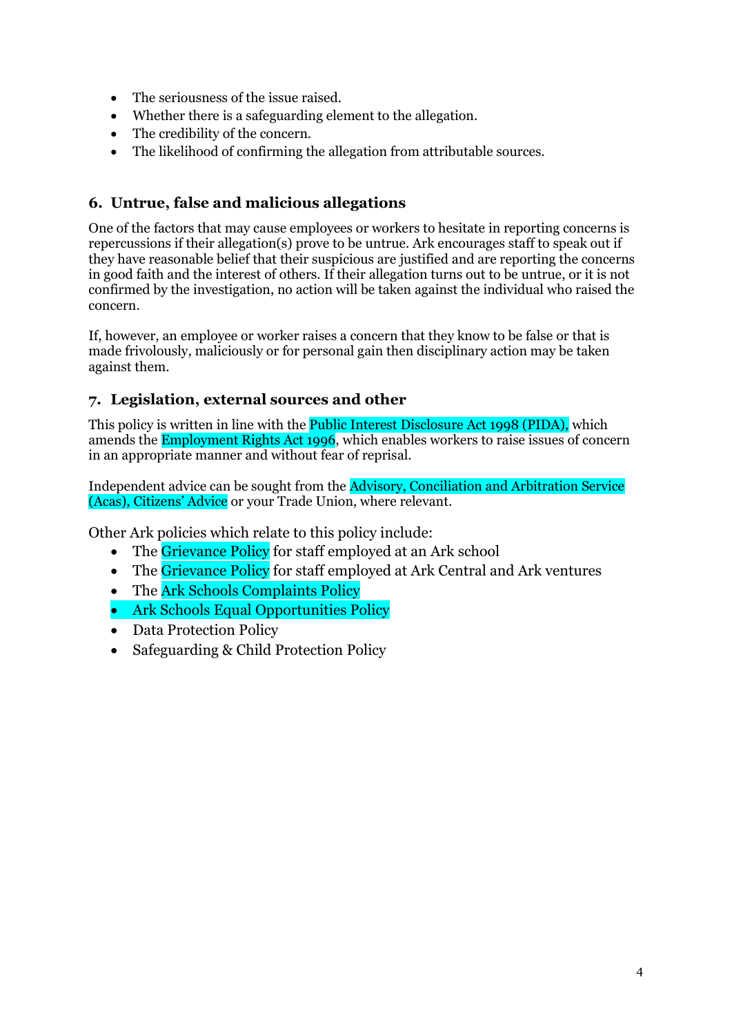- The seriousness of the issue raised.
- Whether there is a safeguarding element to the allegation.
- The credibility of the concern.
- The likelihood of confirming the allegation from attributable sources.

## 6. Untrue, false and malicious allegations

One of the factors that may cause employees or workers to hesitate in reporting concerns is repercussions if their allegation(s) prove to be untrue. Ark encourages staff to speak out if they have reasonable belief that their suspicious are justified and are reporting the concerns in good faith and the interest of others. If their allegation turns out to be untrue, or it is not confirmed by the investigation, no action will be taken against the individual who raised the concern.

If, however, an employee or worker raises a concern that they know to be false or that is made frivolously, maliciously or for personal gain then disciplinary action may be taken against them.

## 7. Legislation, external sources and other

This policy is written in line with the Public Interest Disclosure Act 1998 (PIDA), which amends the Employment Rights Act 1996, which enables workers to raise issues of concern in an appropriate manner and without fear of reprisal.

Independent advice can be sought from the Advisory, Conciliation and Arbitration Service (Acas), Citizens' Advice or your Trade Union, where relevant.

Other Ark policies which relate to this policy include:

- The Grievance Policy for staff employed at an Ark school
- The Grievance Policy for staff employed at Ark Central and Ark ventures
- The Ark Schools Complaints Policy
- Ark Schools Equal Opportunities Policy
- Data Protection Policy
- Safeguarding & Child Protection Policy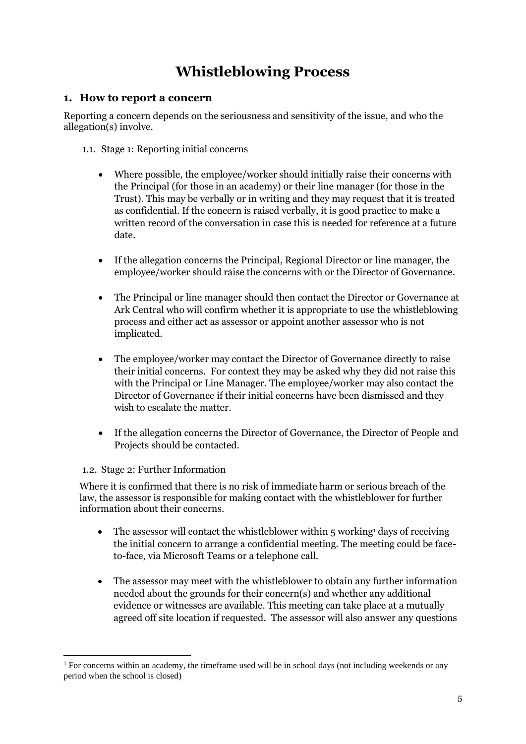# Whistleblowing Process

## 1. How to report a concern

Reporting a concern depends on the seriousness and sensitivity of the issue, and who the allegation(s) involve.

### 1.1. Stage 1: Reporting initial concerns

- Where possible, the employee/worker should initially raise their concerns with the Principal (for those in an academy) or their line manager (for those in the Trust). This may be verbally or in writing and they may request that it is treated as confidential. If the concern is raised verbally, it is good practice to make a written record of the conversation in case this is needed for reference at a future date.
- If the allegation concerns the Principal, Regional Director or line manager, the employee/worker should raise the concerns with or the Director of Governance.
- The Principal or line manager should then contact the Director or Governance at Ark Central who will confirm whether it is appropriate to use the whistleblowing process and either act as assessor or appoint another assessor who is not implicated.
- The employee/worker may contact the Director of Governance directly to raise their initial concerns. For context they may be asked why they did not raise this with the Principal or Line Manager. The employee/worker may also contact the Director of Governance if their initial concerns have been dismissed and they wish to escalate the matter.
- If the allegation concerns the Director of Governance, the Director of People and Projects should be contacted.

### 1.2. Stage 2: Further Information

Where it is confirmed that there is no risk of immediate harm or serious breach of the law, the assessor is responsible for making contact with the whistleblower for further information about their concerns.

- The assessor will contact the whistleblower within 5 working[1] days of receiving the initial concern to arrange a confidential meeting. The meeting could be face-to-face, via Microsoft Teams or a telephone call.
- The assessor may meet with the whistleblower to obtain any further information needed about the grounds for their concern(s) and whether any additional evidence or witnesses are available. This meeting can take place at a mutually agreed off site location if requested. The assessor will also answer any questions

[1] For concerns within an academy, the timeframe used will be in school days (not including weekends or any period when the school is closed)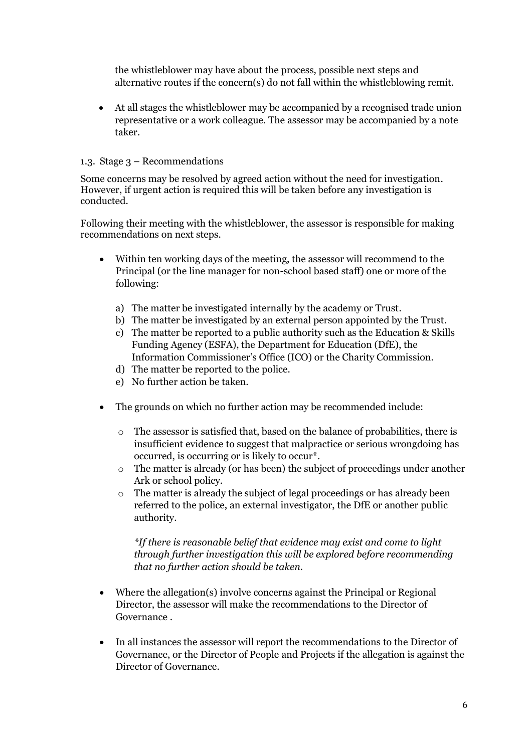the whistleblower may have about the process, possible next steps and alternative routes if the concern(s) do not fall within the whistleblowing remit.

- At all stages the whistleblower may be accompanied by a recognised trade union representative or a work colleague. The assessor may be accompanied by a note taker.

1.3. Stage 3 – Recommendations

Some concerns may be resolved by agreed action without the need for investigation. However, if urgent action is required this will be taken before any investigation is conducted.

Following their meeting with the whistleblower, the assessor is responsible for making recommendations on next steps.

- Within ten working days of the meeting, the assessor will recommend to the Principal (or the line manager for non-school based staff) one or more of the following:

    a) The matter be investigated internally by the academy or Trust.
    b) The matter be investigated by an external person appointed by the Trust.
    c) The matter be reported to a public authority such as the Education & Skills Funding Agency (ESFA), the Department for Education (DfE), the Information Commissioner's Office (ICO) or the Charity Commission.
    d) The matter be reported to the police.
    e) No further action be taken.

- The grounds on which no further action may be recommended include:

    - The assessor is satisfied that, based on the balance of probabilities, there is insufficient evidence to suggest that malpractice or serious wrongdoing has occurred, is occurring or is likely to occur*.
    - The matter is already (or has been) the subject of proceedings under another Ark or school policy.
    - The matter is already the subject of legal proceedings or has already been referred to the police, an external investigator, the DfE or another public authority.

    *\*If there is reasonable belief that evidence may exist and come to light through further investigation this will be explored before recommending that no further action should be taken.*

- Where the allegation(s) involve concerns against the Principal or Regional Director, the assessor will make the recommendations to the Director of Governance .

- In all instances the assessor will report the recommendations to the Director of Governance, or the Director of People and Projects if the allegation is against the Director of Governance.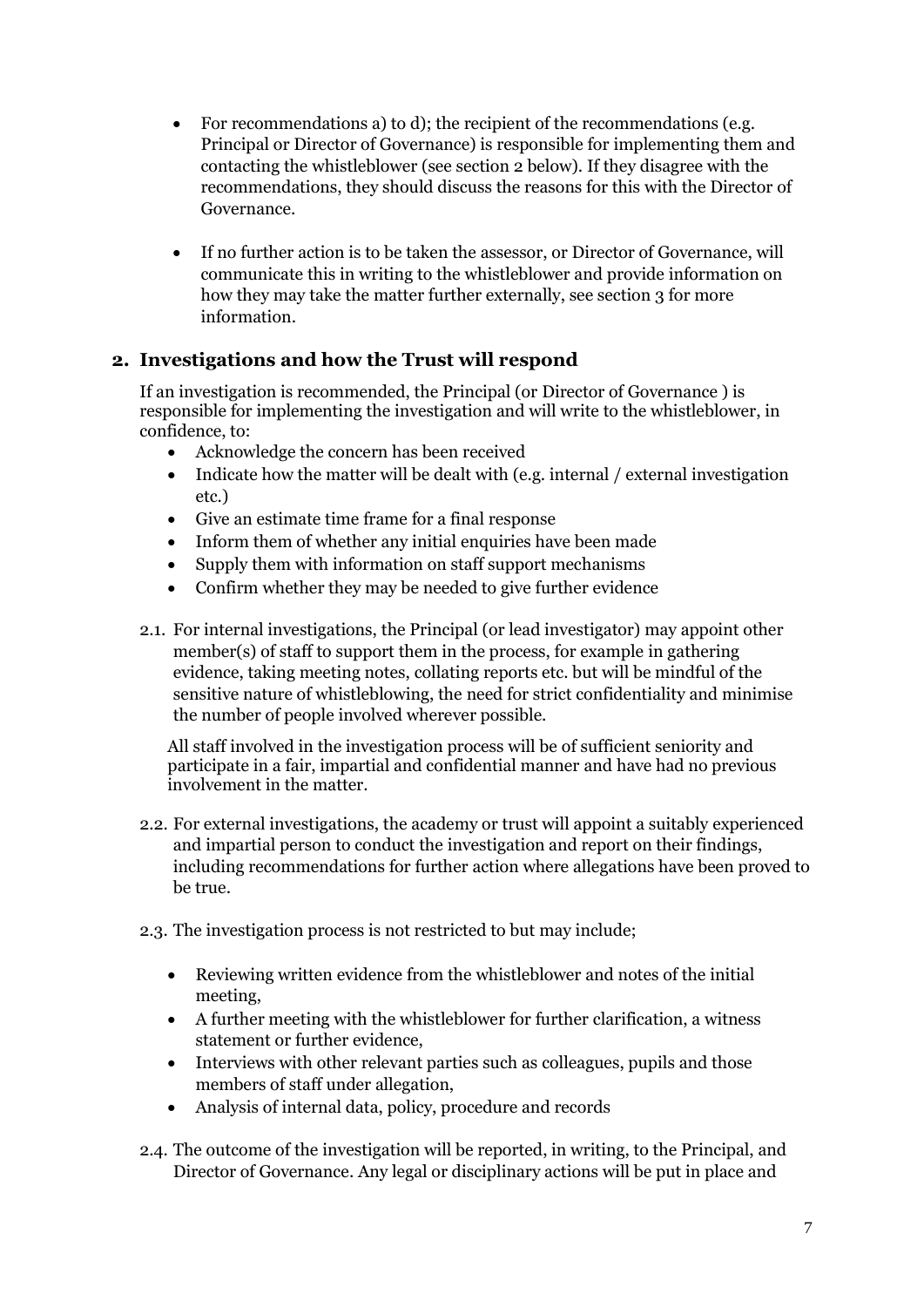- For recommendations a) to d); the recipient of the recommendations (e.g. Principal or Director of Governance) is responsible for implementing them and contacting the whistleblower (see section 2 below). If they disagree with the recommendations, they should discuss the reasons for this with the Director of Governance.

- If no further action is to be taken the assessor, or Director of Governance, will communicate this in writing to the whistleblower and provide information on how they may take the matter further externally, see section 3 for more information.

## 2. Investigations and how the Trust will respond

If an investigation is recommended, the Principal (or Director of Governance ) is responsible for implementing the investigation and will write to the whistleblower, in confidence, to:

- Acknowledge the concern has been received
- Indicate how the matter will be dealt with (e.g. internal / external investigation etc.)
- Give an estimate time frame for a final response
- Inform them of whether any initial enquiries have been made
- Supply them with information on staff support mechanisms
- Confirm whether they may be needed to give further evidence

2.1. For internal investigations, the Principal (or lead investigator) may appoint other member(s) of staff to support them in the process, for example in gathering evidence, taking meeting notes, collating reports etc. but will be mindful of the sensitive nature of whistleblowing, the need for strict confidentiality and minimise the number of people involved wherever possible.

All staff involved in the investigation process will be of sufficient seniority and participate in a fair, impartial and confidential manner and have had no previous involvement in the matter.

2.2. For external investigations, the academy or trust will appoint a suitably experienced and impartial person to conduct the investigation and report on their findings, including recommendations for further action where allegations have been proved to be true.

2.3. The investigation process is not restricted to but may include;

- Reviewing written evidence from the whistleblower and notes of the initial meeting,
- A further meeting with the whistleblower for further clarification, a witness statement or further evidence,
- Interviews with other relevant parties such as colleagues, pupils and those members of staff under allegation,
- Analysis of internal data, policy, procedure and records

2.4. The outcome of the investigation will be reported, in writing, to the Principal, and Director of Governance. Any legal or disciplinary actions will be put in place and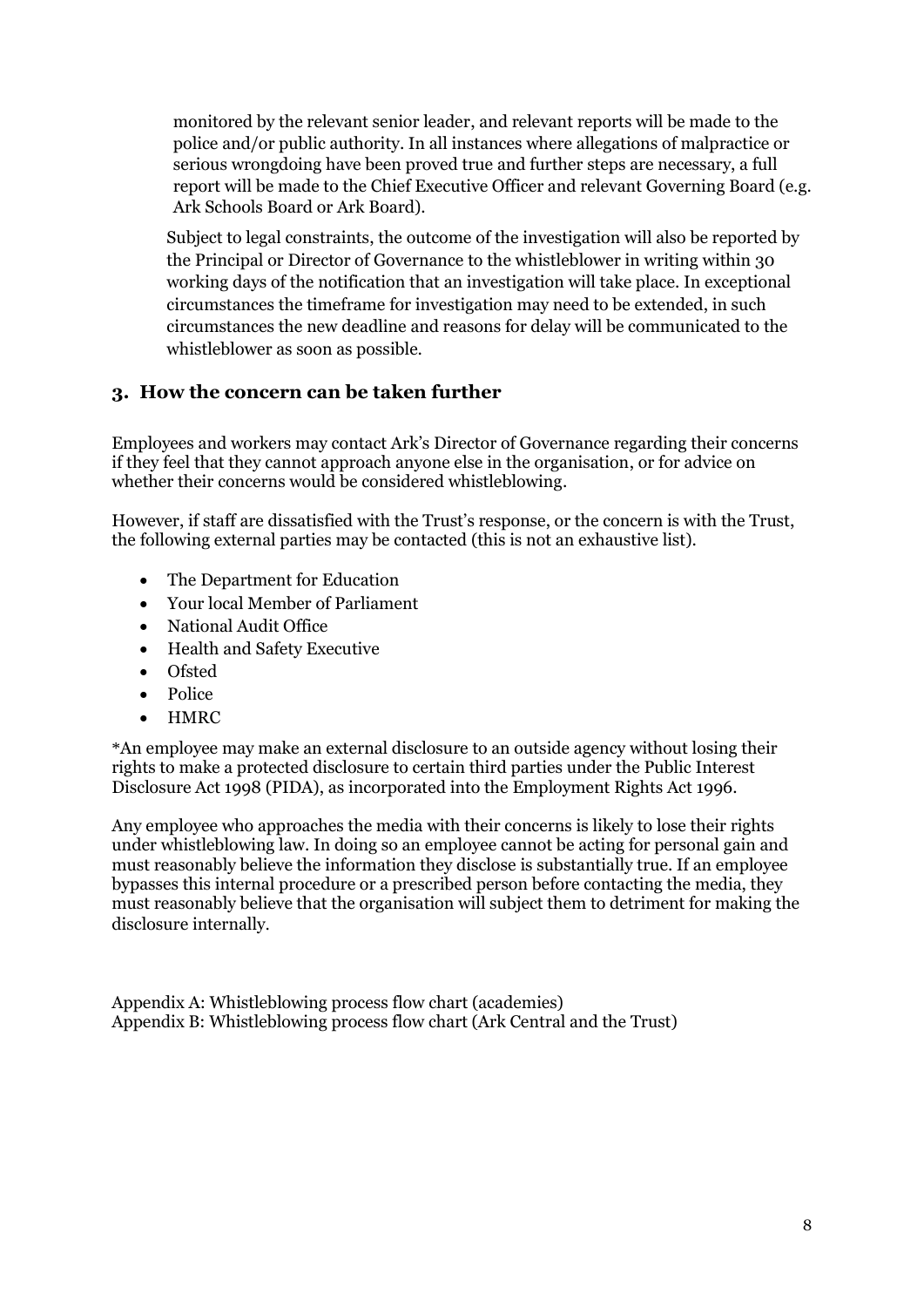monitored by the relevant senior leader, and relevant reports will be made to the police and/or public authority. In all instances where allegations of malpractice or serious wrongdoing have been proved true and further steps are necessary, a full report will be made to the Chief Executive Officer and relevant Governing Board (e.g. Ark Schools Board or Ark Board).

Subject to legal constraints, the outcome of the investigation will also be reported by the Principal or Director of Governance to the whistleblower in writing within 30 working days of the notification that an investigation will take place. In exceptional circumstances the timeframe for investigation may need to be extended, in such circumstances the new deadline and reasons for delay will be communicated to the whistleblower as soon as possible.

## 3. How the concern can be taken further

Employees and workers may contact Ark's Director of Governance regarding their concerns if they feel that they cannot approach anyone else in the organisation, or for advice on whether their concerns would be considered whistleblowing.

However, if staff are dissatisfied with the Trust's response, or the concern is with the Trust, the following external parties may be contacted (this is not an exhaustive list).

- The Department for Education
- Your local Member of Parliament
- National Audit Office
- Health and Safety Executive
- Ofsted
- Police
- HMRC

*An employee may make an external disclosure to an outside agency without losing their rights to make a protected disclosure to certain third parties under the Public Interest Disclosure Act 1998 (PIDA), as incorporated into the Employment Rights Act 1996.

Any employee who approaches the media with their concerns is likely to lose their rights under whistleblowing law. In doing so an employee cannot be acting for personal gain and must reasonably believe the information they disclose is substantially true. If an employee bypasses this internal procedure or a prescribed person before contacting the media, they must reasonably believe that the organisation will subject them to detriment for making the disclosure internally.

Appendix A: Whistleblowing process flow chart (academies)
Appendix B: Whistleblowing process flow chart (Ark Central and the Trust)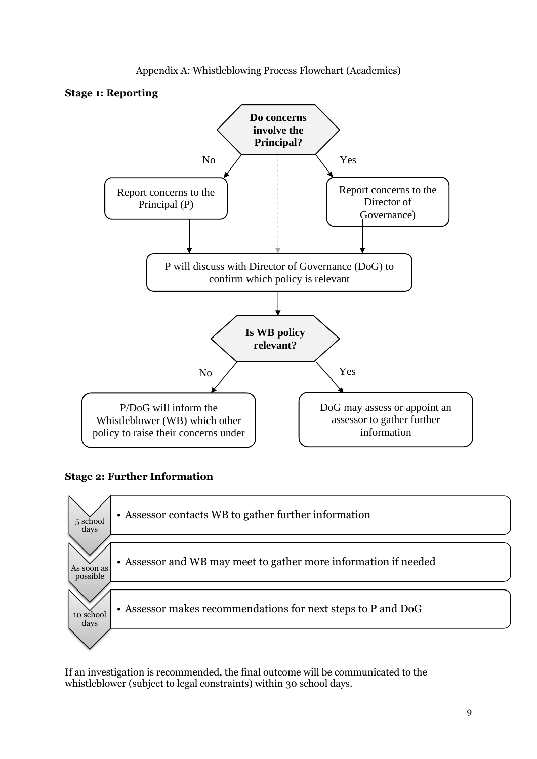Appendix A: Whistleblowing Process Flowchart (Academies)

**Stage 1: Reporting**

**Do concerns involve the Principal?**

- No → Report concerns to the Principal (P)
- Yes → Report concerns to the Director of Governance)

P will discuss with Director of Governance (DoG) to confirm which policy is relevant

**Is WB policy relevant?**

- No → P/DoG will inform the Whistleblower (WB) which other policy to raise their concerns under
- Yes → DoG may assess or appoint an assessor to gather further information

**Stage 2: Further Information**

| Timeframe | Action |
|---|---|
| 5 school days | Assessor contacts WB to gather further information |
| As soon as possible | Assessor and WB may meet to gather more information if needed |
| 10 school days | Assessor makes recommendations for next steps to P and DoG |

If an investigation is recommended, the final outcome will be communicated to the whistleblower (subject to legal constraints) within 30 school days.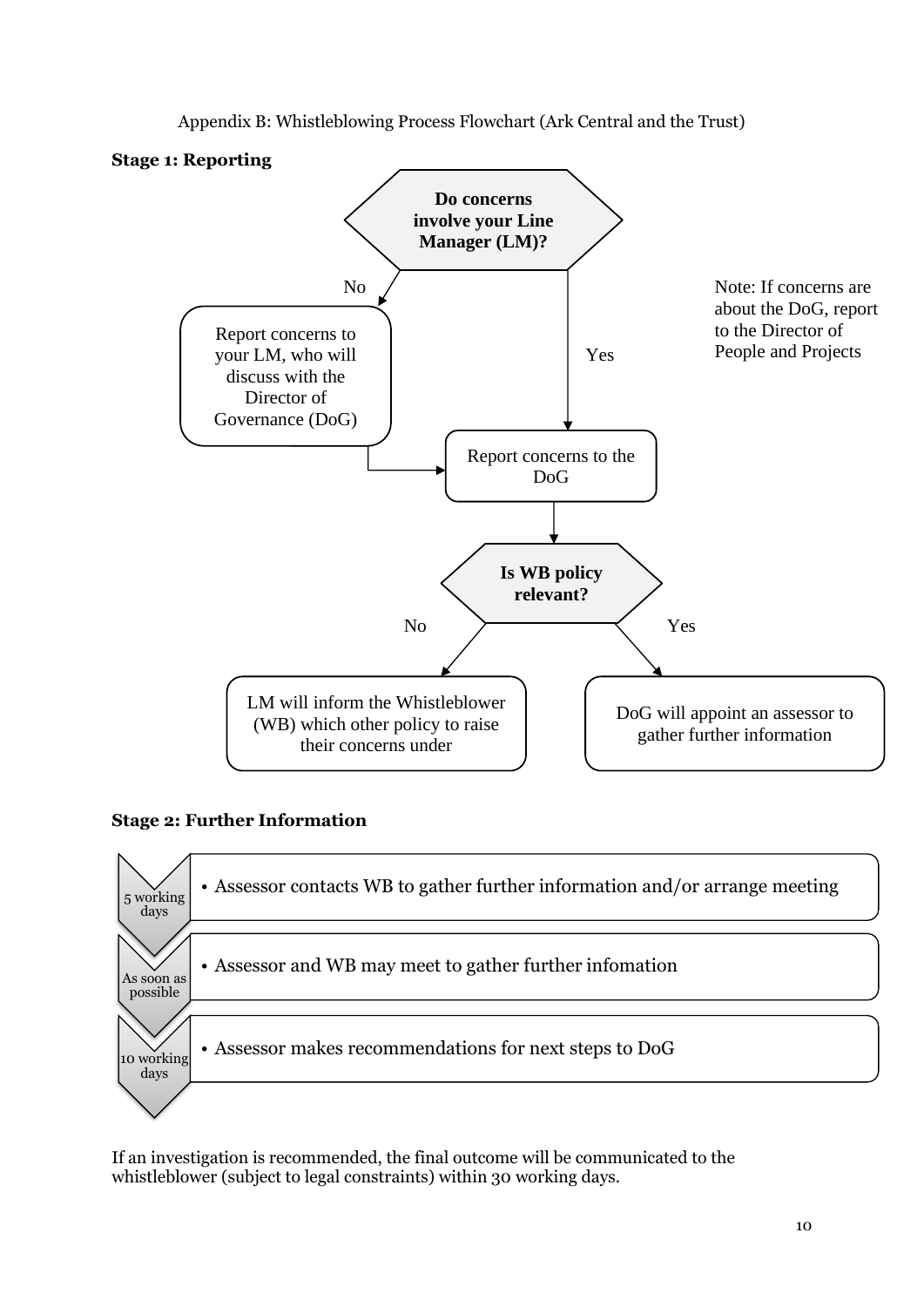Appendix B: Whistleblowing Process Flowchart (Ark Central and the Trust)

**Stage 1: Reporting**

**Do concerns involve your Line Manager (LM)?**

No

Report concerns to your LM, who will discuss with the Director of Governance (DoG)

Yes

Note: If concerns are about the DoG, report to the Director of People and Projects

Report concerns to the DoG

**Is WB policy relevant?**

No

LM will inform the Whistleblower (WB) which other policy to raise their concerns under

Yes

DoG will appoint an assessor to gather further information

**Stage 2: Further Information**

5 working days

- Assessor contacts WB to gather further information and/or arrange meeting

As soon as possible

- Assessor and WB may meet to gather further infomation

10 working days

- Assessor makes recommendations for next steps to DoG

If an investigation is recommended, the final outcome will be communicated to the whistleblower (subject to legal constraints) within 30 working days.